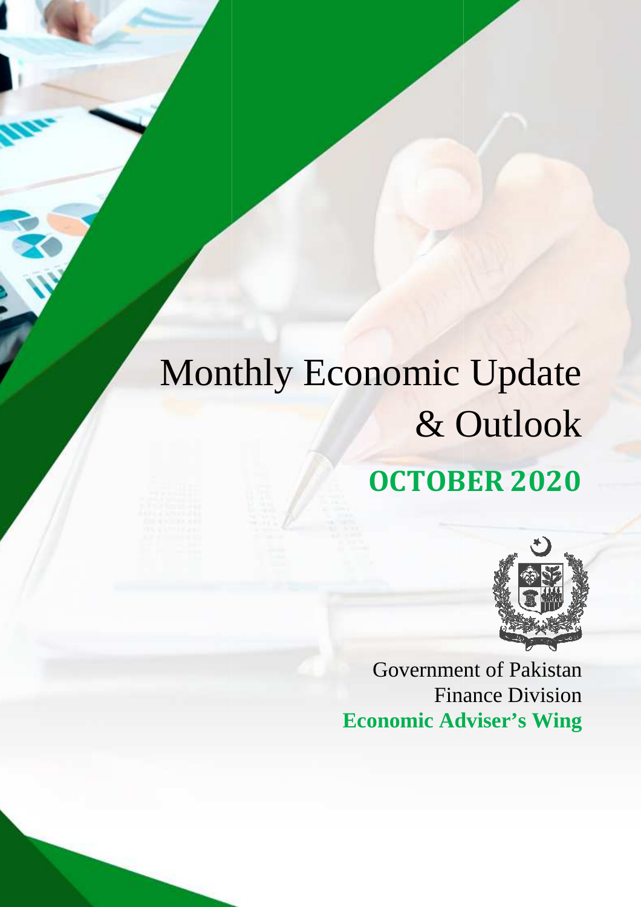# Monthly Economic Update & Outlook

## OCTOBER 2020

Government of Pakistan
Finance Division
**Economic Adviser's Wing**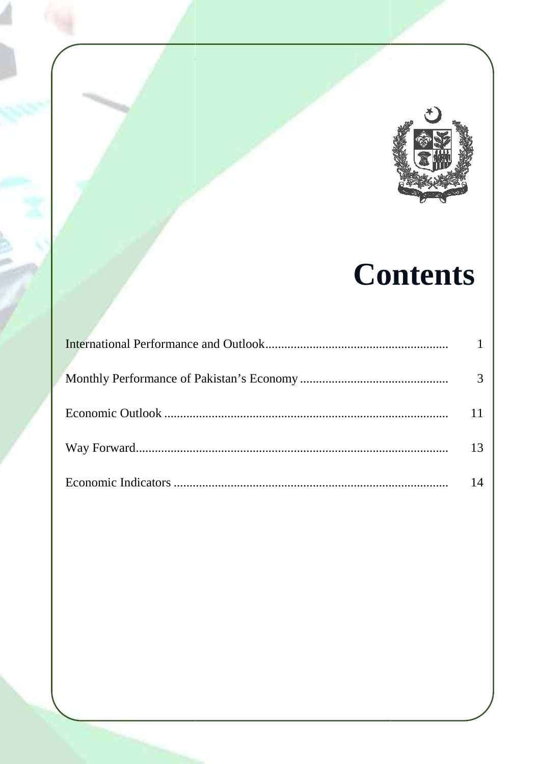# Contents

| | |
|---|---|
| International Performance and Outlook | 1 |
| Monthly Performance of Pakistan's Economy | 3 |
| Economic Outlook | 11 |
| Way Forward | 13 |
| Economic Indicators | 14 |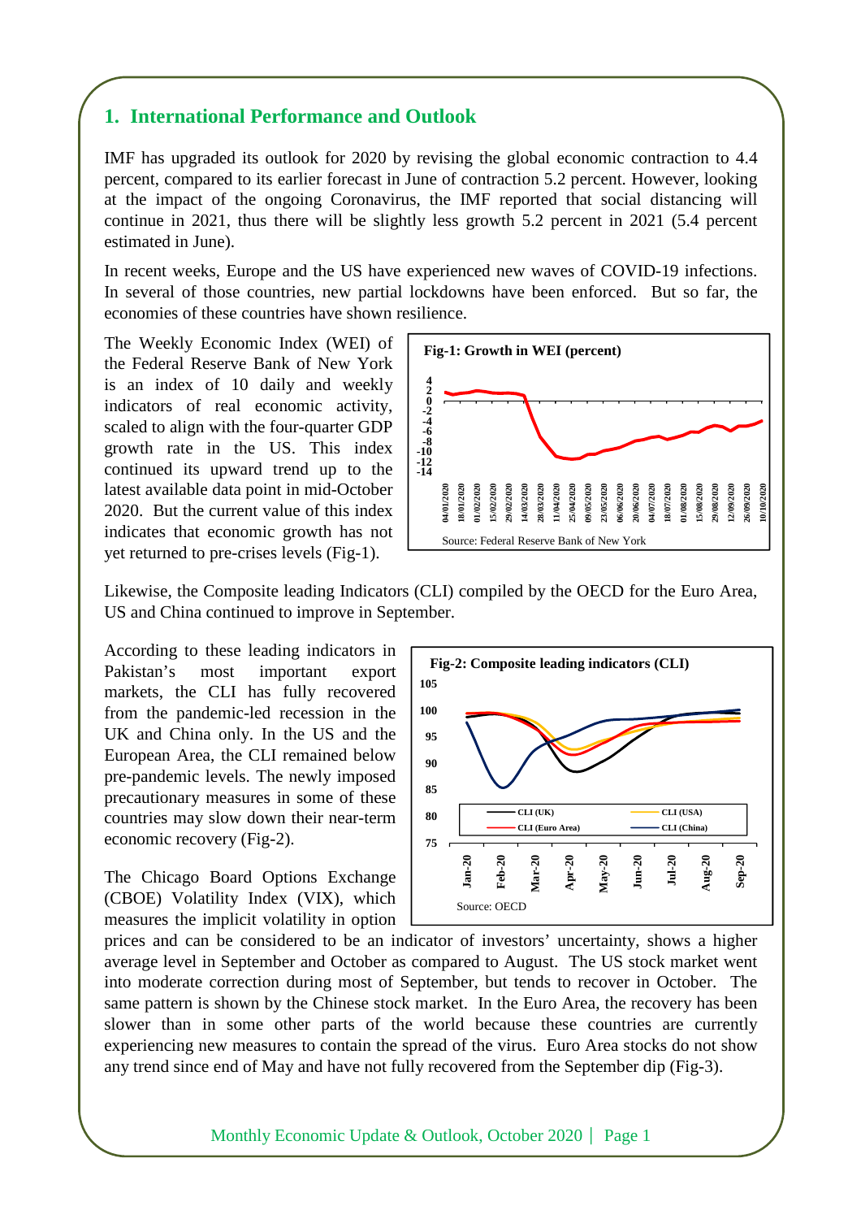## 1. International Performance and Outlook

IMF has upgraded its outlook for 2020 by revising the global economic contraction to 4.4 percent, compared to its earlier forecast in June of contraction 5.2 percent. However, looking at the impact of the ongoing Coronavirus, the IMF reported that social distancing will continue in 2021, thus there will be slightly less growth 5.2 percent in 2021 (5.4 percent estimated in June).

In recent weeks, Europe and the US have experienced new waves of COVID-19 infections. In several of those countries, new partial lockdowns have been enforced. But so far, the economies of these countries have shown resilience.

The Weekly Economic Index (WEI) of the Federal Reserve Bank of New York is an index of 10 daily and weekly indicators of real economic activity, scaled to align with the four-quarter GDP growth rate in the US. This index continued its upward trend up to the latest available data point in mid-October 2020. But the current value of this index indicates that economic growth has not yet returned to pre-crises levels (Fig-1).

**Fig-1: Growth in WEI (percent)**

Source: Federal Reserve Bank of New York

Likewise, the Composite leading Indicators (CLI) compiled by the OECD for the Euro Area, US and China continued to improve in September.

According to these leading indicators in Pakistan's most important export markets, the CLI has fully recovered from the pandemic-led recession in the UK and China only. In the US and the European Area, the CLI remained below pre-pandemic levels. The newly imposed precautionary measures in some of these countries may slow down their near-term economic recovery (Fig-2).

**Fig-2: Composite leading indicators (CLI)**

Source: OECD

The Chicago Board Options Exchange (CBOE) Volatility Index (VIX), which measures the implicit volatility in option prices and can be considered to be an indicator of investors' uncertainty, shows a higher average level in September and October as compared to August. The US stock market went into moderate correction during most of September, but tends to recover in October. The same pattern is shown by the Chinese stock market. In the Euro Area, the recovery has been slower than in some other parts of the world because these countries are currently experiencing new measures to contain the spread of the virus. Euro Area stocks do not show any trend since end of May and have not fully recovered from the September dip (Fig-3).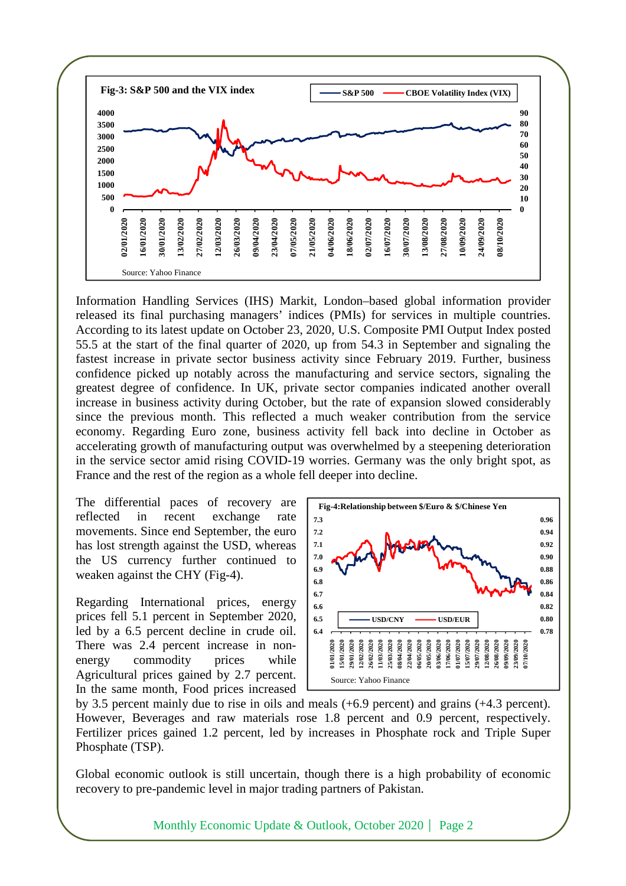**Fig-3: S&P 500 and the VIX index**

Source: Yahoo Finance

Information Handling Services (IHS) Markit, London–based global information provider released its final purchasing managers' indices (PMIs) for services in multiple countries. According to its latest update on October 23, 2020, U.S. Composite PMI Output Index posted 55.5 at the start of the final quarter of 2020, up from 54.3 in September and signaling the fastest increase in private sector business activity since February 2019. Further, business confidence picked up notably across the manufacturing and service sectors, signaling the greatest degree of confidence. In UK, private sector companies indicated another overall increase in business activity during October, but the rate of expansion slowed considerably since the previous month. This reflected a much weaker contribution from the service economy. Regarding Euro zone, business activity fell back into decline in October as accelerating growth of manufacturing output was overwhelmed by a steepening deterioration in the service sector amid rising COVID-19 worries. Germany was the only bright spot, as France and the rest of the region as a whole fell deeper into decline.

The differential paces of recovery are reflected in recent exchange rate movements. Since end September, the euro has lost strength against the USD, whereas the US currency further continued to weaken against the CHY (Fig-4).

**Fig-4:Relationship between $/Euro & $/Chinese Yen**

Source: Yahoo Finance

Regarding International prices, energy prices fell 5.1 percent in September 2020, led by a 6.5 percent decline in crude oil. There was 2.4 percent increase in non-energy commodity prices while Agricultural prices gained by 2.7 percent. In the same month, Food prices increased by 3.5 percent mainly due to rise in oils and meals (+6.9 percent) and grains (+4.3 percent). However, Beverages and raw materials rose 1.8 percent and 0.9 percent, respectively. Fertilizer prices gained 1.2 percent, led by increases in Phosphate rock and Triple Super Phosphate (TSP).

Global economic outlook is still uncertain, though there is a high probability of economic recovery to pre-pandemic level in major trading partners of Pakistan.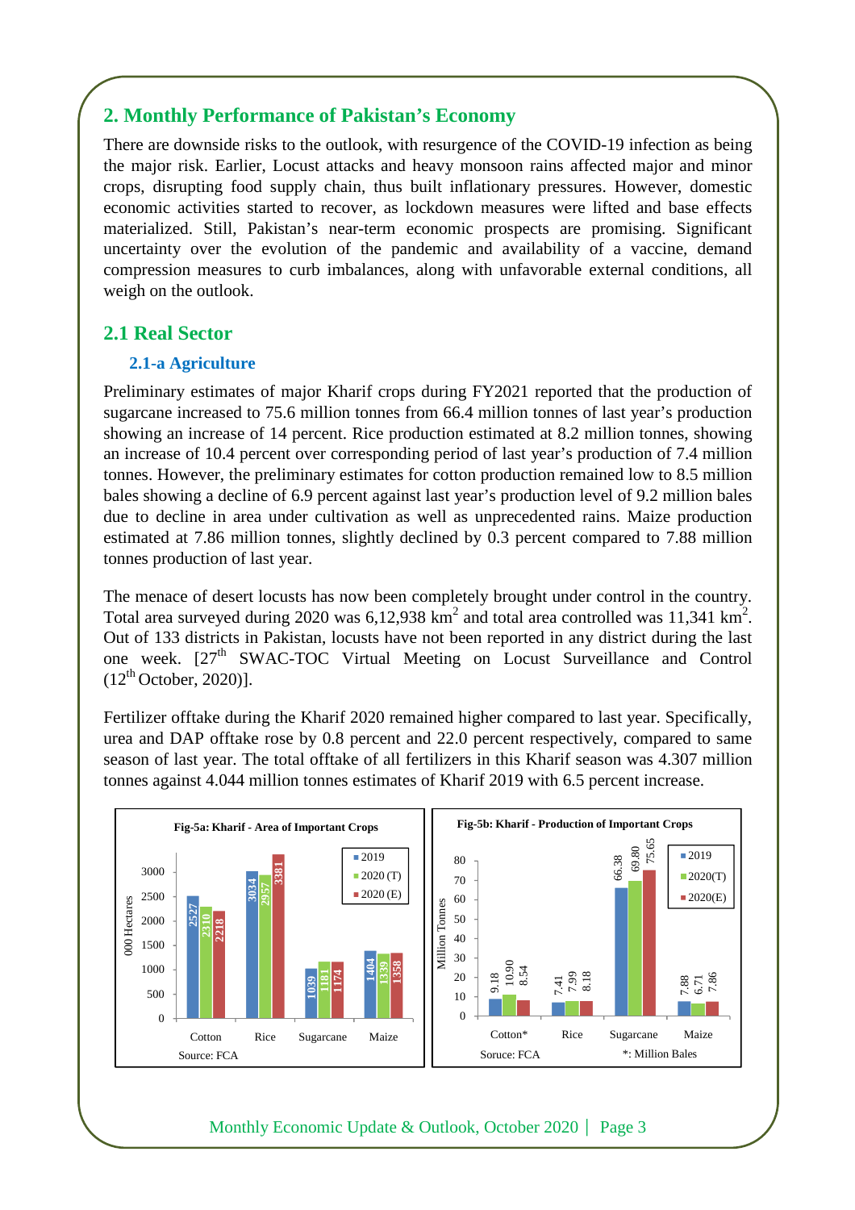## 2. Monthly Performance of Pakistan's Economy

There are downside risks to the outlook, with resurgence of the COVID-19 infection as being the major risk. Earlier, Locust attacks and heavy monsoon rains affected major and minor crops, disrupting food supply chain, thus built inflationary pressures. However, domestic economic activities started to recover, as lockdown measures were lifted and base effects materialized. Still, Pakistan's near-term economic prospects are promising. Significant uncertainty over the evolution of the pandemic and availability of a vaccine, demand compression measures to curb imbalances, along with unfavorable external conditions, all weigh on the outlook.

### 2.1 Real Sector

#### 2.1-a Agriculture

Preliminary estimates of major Kharif crops during FY2021 reported that the production of sugarcane increased to 75.6 million tonnes from 66.4 million tonnes of last year's production showing an increase of 14 percent. Rice production estimated at 8.2 million tonnes, showing an increase of 10.4 percent over corresponding period of last year's production of 7.4 million tonnes. However, the preliminary estimates for cotton production remained low to 8.5 million bales showing a decline of 6.9 percent against last year's production level of 9.2 million bales due to decline in area under cultivation as well as unprecedented rains. Maize production estimated at 7.86 million tonnes, slightly declined by 0.3 percent compared to 7.88 million tonnes production of last year.

The menace of desert locusts has now been completely brought under control in the country. Total area surveyed during 2020 was 6,12,938 km$^2$ and total area controlled was 11,341 km$^2$. Out of 133 districts in Pakistan, locusts have not been reported in any district during the last one week. [27th SWAC-TOC Virtual Meeting on Locust Surveillance and Control (12th October, 2020)].

Fertilizer offtake during the Kharif 2020 remained higher compared to last year. Specifically, urea and DAP offtake rose by 0.8 percent and 22.0 percent respectively, compared to same season of last year. The total offtake of all fertilizers in this Kharif season was 4.307 million tonnes against 4.044 million tonnes estimates of Kharif 2019 with 6.5 percent increase.

**Fig-5a: Kharif - Area of Important Crops** (000 Hectares)

| Crop | 2019 | 2020 (T) | 2020 (E) |
|---|---|---|---|
| Cotton | 2527 | 2310 | 2218 |
| Rice | 3034 | 2957 | 3381 |
| Sugarcane | 1039 | 1181 | 1174 |
| Maize | 1404 | 1339 | 1358 |

Source: FCA

**Fig-5b: Kharif - Production of Important Crops** (Million Tonnes)

| Crop | 2019 | 2020(T) | 2020(E) |
|---|---|---|---|
| Cotton* | 9.18 | 10.90 | 8.54 |
| Rice | 7.41 | 7.99 | 8.18 |
| Sugarcane | 66.38 | 69.80 | 75.65 |
| Maize | 7.88 | 6.71 | 7.86 |

Source: FCA

*: Million Bales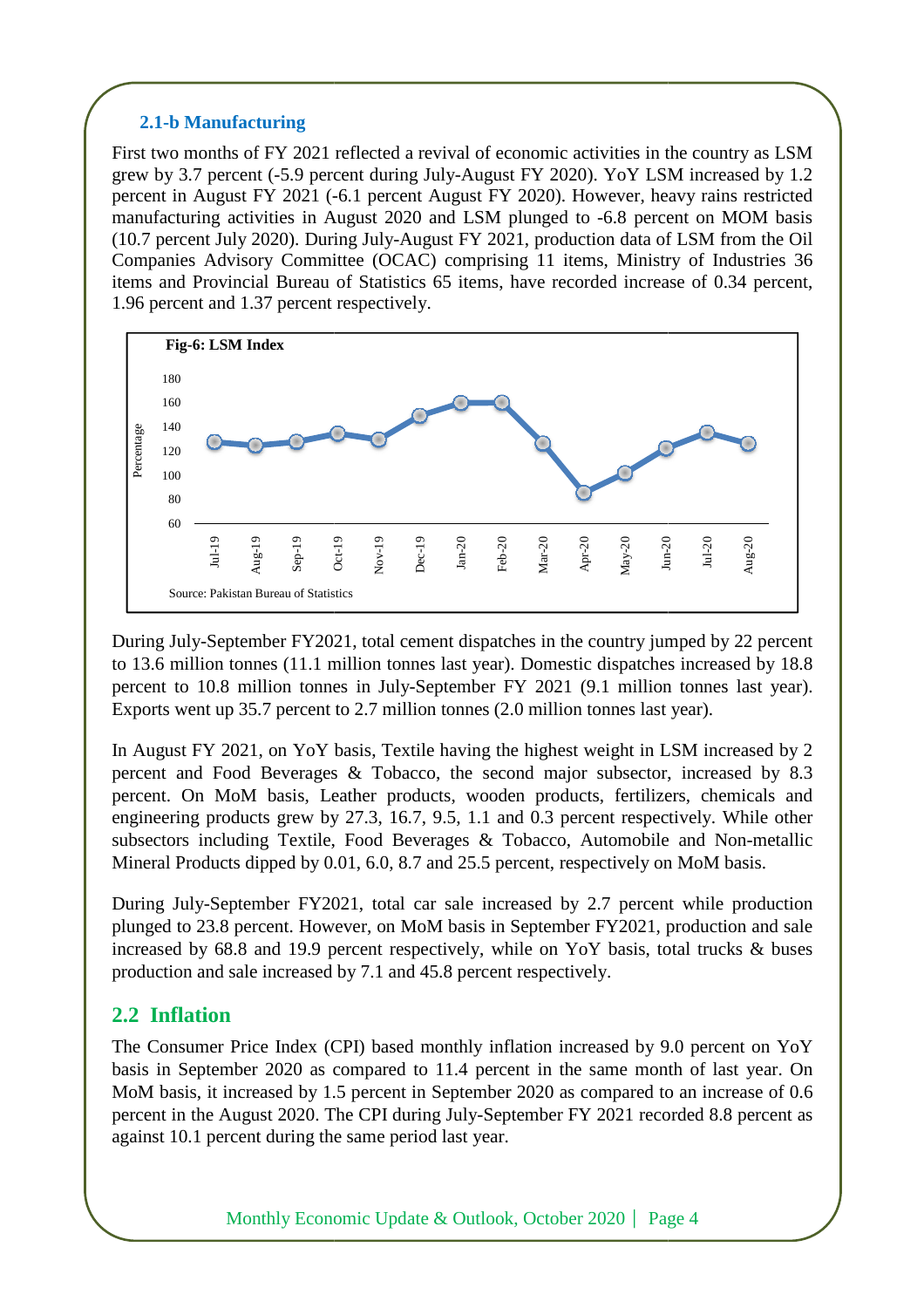### 2.1-b Manufacturing

First two months of FY 2021 reflected a revival of economic activities in the country as LSM grew by 3.7 percent (-5.9 percent during July-August FY 2020). YoY LSM increased by 1.2 percent in August FY 2021 (-6.1 percent August FY 2020). However, heavy rains restricted manufacturing activities in August 2020 and LSM plunged to -6.8 percent on MOM basis (10.7 percent July 2020). During July-August FY 2021, production data of LSM from the Oil Companies Advisory Committee (OCAC) comprising 11 items, Ministry of Industries 36 items and Provincial Bureau of Statistics 65 items, have recorded increase of 0.34 percent, 1.96 percent and 1.37 percent respectively.

**Fig-6: LSM Index**

Source: Pakistan Bureau of Statistics

During July-September FY2021, total cement dispatches in the country jumped by 22 percent to 13.6 million tonnes (11.1 million tonnes last year). Domestic dispatches increased by 18.8 percent to 10.8 million tonnes in July-September FY 2021 (9.1 million tonnes last year). Exports went up 35.7 percent to 2.7 million tonnes (2.0 million tonnes last year).

In August FY 2021, on YoY basis, Textile having the highest weight in LSM increased by 2 percent and Food Beverages & Tobacco, the second major subsector, increased by 8.3 percent. On MoM basis, Leather products, wooden products, fertilizers, chemicals and engineering products grew by 27.3, 16.7, 9.5, 1.1 and 0.3 percent respectively. While other subsectors including Textile, Food Beverages & Tobacco, Automobile and Non-metallic Mineral Products dipped by 0.01, 6.0, 8.7 and 25.5 percent, respectively on MoM basis.

During July-September FY2021, total car sale increased by 2.7 percent while production plunged to 23.8 percent. However, on MoM basis in September FY2021, production and sale increased by 68.8 and 19.9 percent respectively, while on YoY basis, total trucks & buses production and sale increased by 7.1 and 45.8 percent respectively.

## 2.2 Inflation

The Consumer Price Index (CPI) based monthly inflation increased by 9.0 percent on YoY basis in September 2020 as compared to 11.4 percent in the same month of last year. On MoM basis, it increased by 1.5 percent in September 2020 as compared to an increase of 0.6 percent in the August 2020. The CPI during July-September FY 2021 recorded 8.8 percent as against 10.1 percent during the same period last year.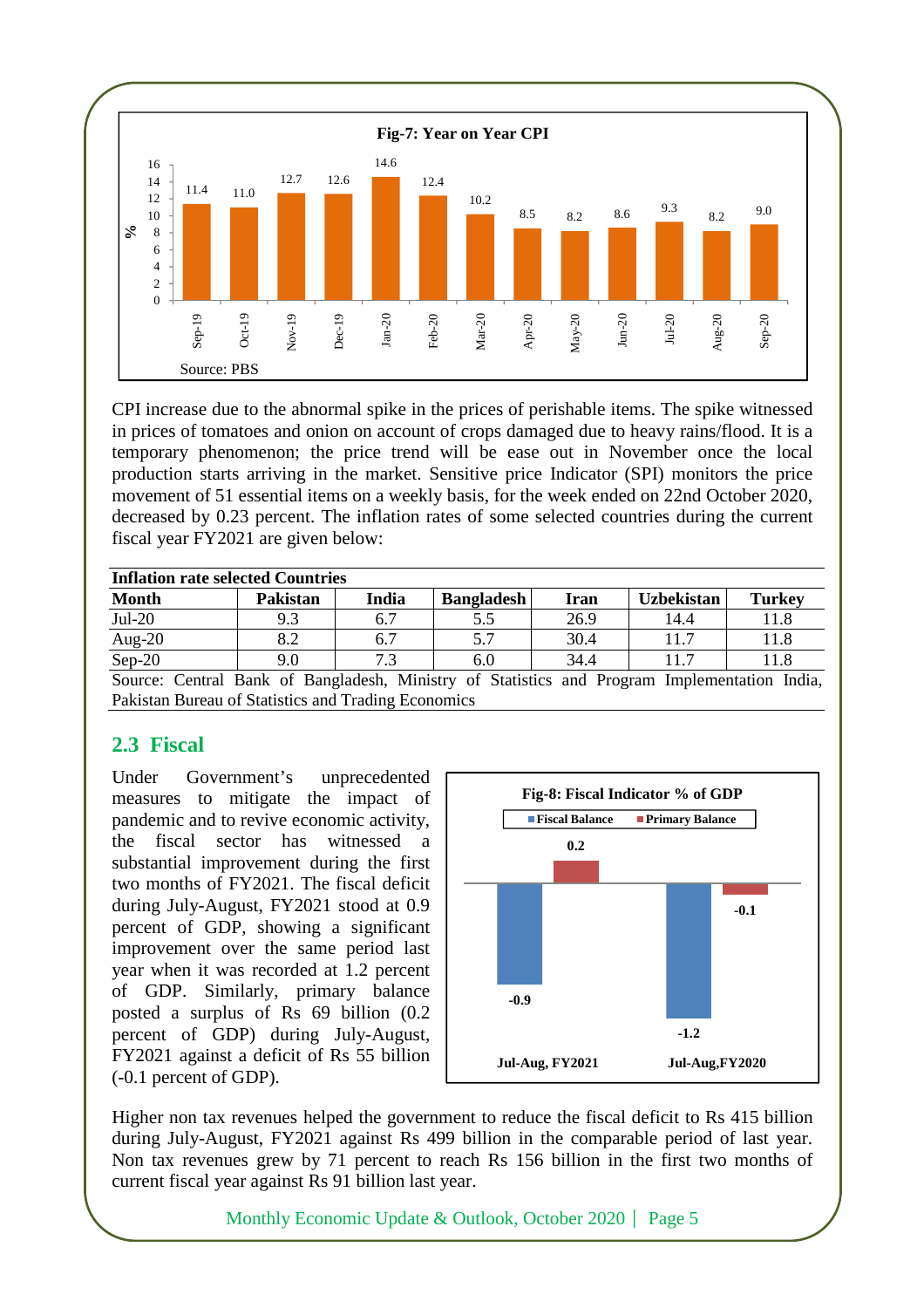**Fig-7: Year on Year CPI**

| Month | % |
|---|---|
| Sep-19 | 11.4 |
| Oct-19 | 11.0 |
| Nov-19 | 12.7 |
| Dec-19 | 12.6 |
| Jan-20 | 14.6 |
| Feb-20 | 12.4 |
| Mar-20 | 10.2 |
| Apr-20 | 8.5 |
| May-20 | 8.2 |
| Jun-20 | 8.6 |
| Jul-20 | 9.3 |
| Aug-20 | 8.2 |
| Sep-20 | 9.0 |

Source: PBS

CPI increase due to the abnormal spike in the prices of perishable items. The spike witnessed in prices of tomatoes and onion on account of crops damaged due to heavy rains/flood. It is a temporary phenomenon; the price trend will be ease out in November once the local production starts arriving in the market. Sensitive price Indicator (SPI) monitors the price movement of 51 essential items on a weekly basis, for the week ended on 22nd October 2020, decreased by 0.23 percent. The inflation rates of some selected countries during the current fiscal year FY2021 are given below:

**Inflation rate selected Countries**

| Month | Pakistan | India | Bangladesh | Iran | Uzbekistan | Turkey |
|---|---|---|---|---|---|---|
| Jul-20 | 9.3 | 6.7 | 5.5 | 26.9 | 14.4 | 11.8 |
| Aug-20 | 8.2 | 6.7 | 5.7 | 30.4 | 11.7 | 11.8 |
| Sep-20 | 9.0 | 7.3 | 6.0 | 34.4 | 11.7 | 11.8 |

Source: Central Bank of Bangladesh, Ministry of Statistics and Program Implementation India, Pakistan Bureau of Statistics and Trading Economics

## 2.3 Fiscal

Under Government's unprecedented measures to mitigate the impact of pandemic and to revive economic activity, the fiscal sector has witnessed a substantial improvement during the first two months of FY2021. The fiscal deficit during July-August, FY2021 stood at 0.9 percent of GDP, showing a significant improvement over the same period last year when it was recorded at 1.2 percent of GDP. Similarly, primary balance posted a surplus of Rs 69 billion (0.2 percent of GDP) during July-August, FY2021 against a deficit of Rs 55 billion (-0.1 percent of GDP).

**Fig-8: Fiscal Indicator % of GDP**

| | Fiscal Balance | Primary Balance |
|---|---|---|
| Jul-Aug, FY2021 | -0.9 | 0.2 |
| Jul-Aug,FY2020 | -1.2 | -0.1 |

Higher non tax revenues helped the government to reduce the fiscal deficit to Rs 415 billion during July-August, FY2021 against Rs 499 billion in the comparable period of last year. Non tax revenues grew by 71 percent to reach Rs 156 billion in the first two months of current fiscal year against Rs 91 billion last year.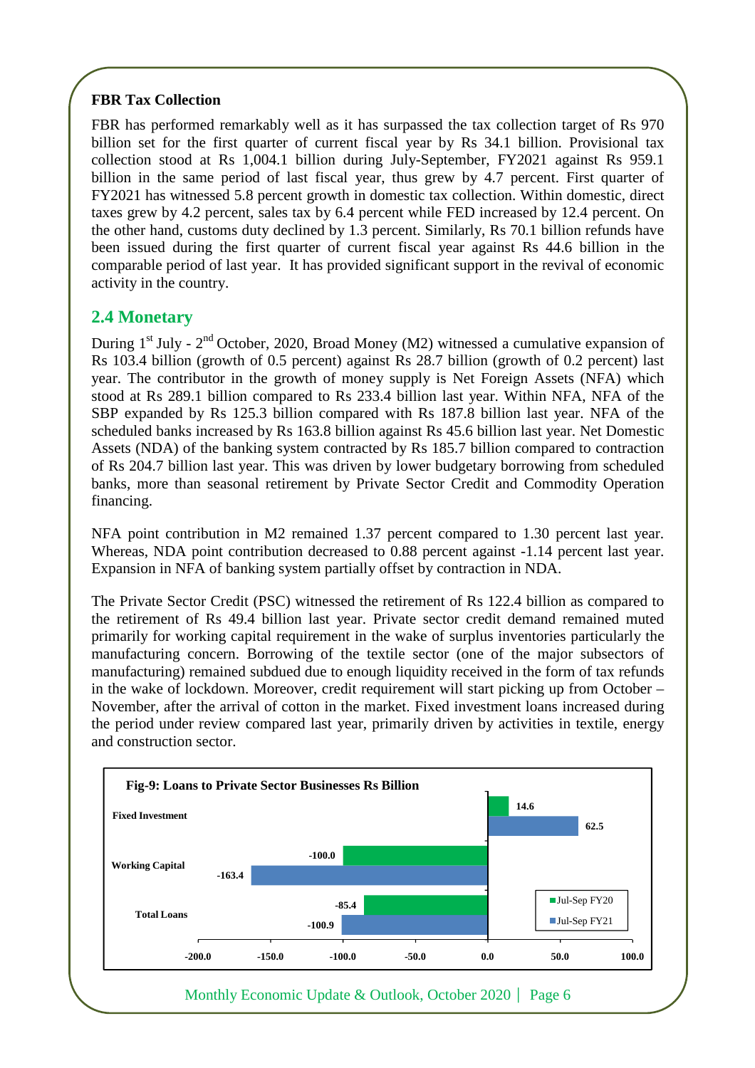### FBR Tax Collection

FBR has performed remarkably well as it has surpassed the tax collection target of Rs 970 billion set for the first quarter of current fiscal year by Rs 34.1 billion. Provisional tax collection stood at Rs 1,004.1 billion during July-September, FY2021 against Rs 959.1 billion in the same period of last fiscal year, thus grew by 4.7 percent. First quarter of FY2021 has witnessed 5.8 percent growth in domestic tax collection. Within domestic, direct taxes grew by 4.2 percent, sales tax by 6.4 percent while FED increased by 12.4 percent. On the other hand, customs duty declined by 1.3 percent. Similarly, Rs 70.1 billion refunds have been issued during the first quarter of current fiscal year against Rs 44.6 billion in the comparable period of last year. It has provided significant support in the revival of economic activity in the country.

## 2.4 Monetary

During 1st July - 2nd October, 2020, Broad Money (M2) witnessed a cumulative expansion of Rs 103.4 billion (growth of 0.5 percent) against Rs 28.7 billion (growth of 0.2 percent) last year. The contributor in the growth of money supply is Net Foreign Assets (NFA) which stood at Rs 289.1 billion compared to Rs 233.4 billion last year. Within NFA, NFA of the SBP expanded by Rs 125.3 billion compared with Rs 187.8 billion last year. NFA of the scheduled banks increased by Rs 163.8 billion against Rs 45.6 billion last year. Net Domestic Assets (NDA) of the banking system contracted by Rs 185.7 billion compared to contraction of Rs 204.7 billion last year. This was driven by lower budgetary borrowing from scheduled banks, more than seasonal retirement by Private Sector Credit and Commodity Operation financing.

NFA point contribution in M2 remained 1.37 percent compared to 1.30 percent last year. Whereas, NDA point contribution decreased to 0.88 percent against -1.14 percent last year. Expansion in NFA of banking system partially offset by contraction in NDA.

The Private Sector Credit (PSC) witnessed the retirement of Rs 122.4 billion as compared to the retirement of Rs 49.4 billion last year. Private sector credit demand remained muted primarily for working capital requirement in the wake of surplus inventories particularly the manufacturing concern. Borrowing of the textile sector (one of the major subsectors of manufacturing) remained subdued due to enough liquidity received in the form of tax refunds in the wake of lockdown. Moreover, credit requirement will start picking up from October – November, after the arrival of cotton in the market. Fixed investment loans increased during the period under review compared last year, primarily driven by activities in textile, energy and construction sector.

**Fig-9: Loans to Private Sector Businesses Rs Billion**

| | Jul-Sep FY20 | Jul-Sep FY21 |
|---|---|---|
| Fixed Investment | 14.6 | 62.5 |
| Working Capital | -100.0 | -163.4 |
| Total Loans | -85.4 | -100.9 |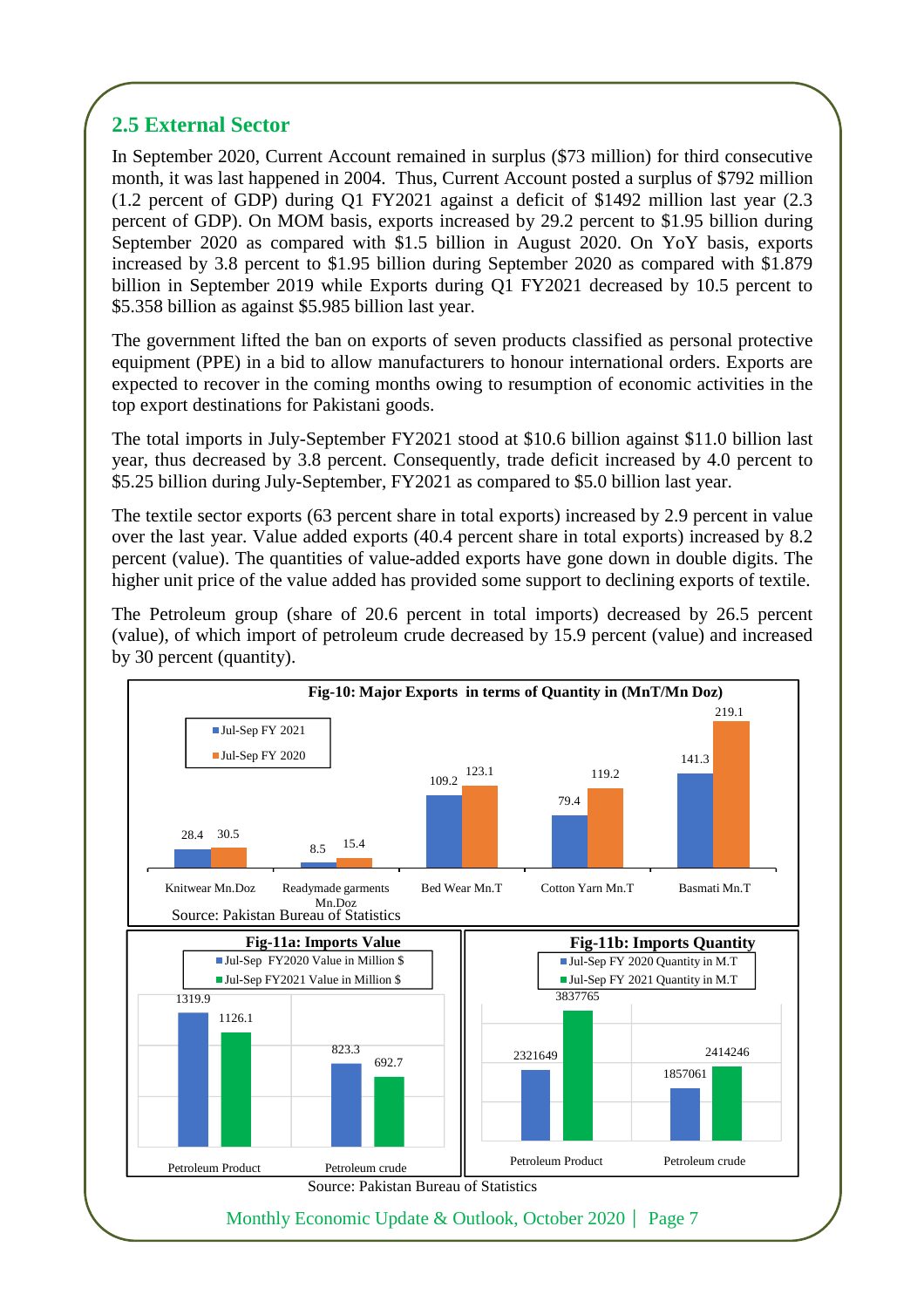## 2.5 External Sector

In September 2020, Current Account remained in surplus ($73 million) for third consecutive month, it was last happened in 2004. Thus, Current Account posted a surplus of $792 million (1.2 percent of GDP) during Q1 FY2021 against a deficit of $1492 million last year (2.3 percent of GDP). On MOM basis, exports increased by 29.2 percent to $1.95 billion during September 2020 as compared with $1.5 billion in August 2020. On YoY basis, exports increased by 3.8 percent to $1.95 billion during September 2020 as compared with $1.879 billion in September 2019 while Exports during Q1 FY2021 decreased by 10.5 percent to $5.358 billion as against $5.985 billion last year.

The government lifted the ban on exports of seven products classified as personal protective equipment (PPE) in a bid to allow manufacturers to honour international orders. Exports are expected to recover in the coming months owing to resumption of economic activities in the top export destinations for Pakistani goods.

The total imports in July-September FY2021 stood at $10.6 billion against $11.0 billion last year, thus decreased by 3.8 percent. Consequently, trade deficit increased by 4.0 percent to $5.25 billion during July-September, FY2021 as compared to $5.0 billion last year.

The textile sector exports (63 percent share in total exports) increased by 2.9 percent in value over the last year. Value added exports (40.4 percent share in total exports) increased by 8.2 percent (value). The quantities of value-added exports have gone down in double digits. The higher unit price of the value added has provided some support to declining exports of textile.

The Petroleum group (share of 20.6 percent in total imports) decreased by 26.5 percent (value), of which import of petroleum crude decreased by 15.9 percent (value) and increased by 30 percent (quantity).

**Fig-10: Major Exports in terms of Quantity in (MnT/Mn Doz)**

| | Jul-Sep FY 2021 | Jul-Sep FY 2020 |
|---|---|---|
| Knitwear Mn.Doz | 28.4 | 30.5 |
| Readymade garments Mn.Doz | 8.5 | 15.4 |
| Bed Wear Mn.T | 109.2 | 123.1 |
| Cotton Yarn Mn.T | 79.4 | 119.2 |
| Basmati Mn.T | 141.3 | 219.1 |

Source: Pakistan Bureau of Statistics

**Fig-11a: Imports Value**

| | Jul-Sep FY2020 Value in Million $ | Jul-Sep FY2021 Value in Million $ |
|---|---|---|
| Petroleum Product | 1319.9 | 1126.1 |
| Petroleum crude | 823.3 | 692.7 |

**Fig-11b: Imports Quantity**

| | Jul-Sep FY 2020 Quantity in M.T | Jul-Sep FY 2021 Quantity in M.T |
|---|---|---|
| Petroleum Product | 2321649 | 3837765 |
| Petroleum crude | 1857061 | 2414246 |

Source: Pakistan Bureau of Statistics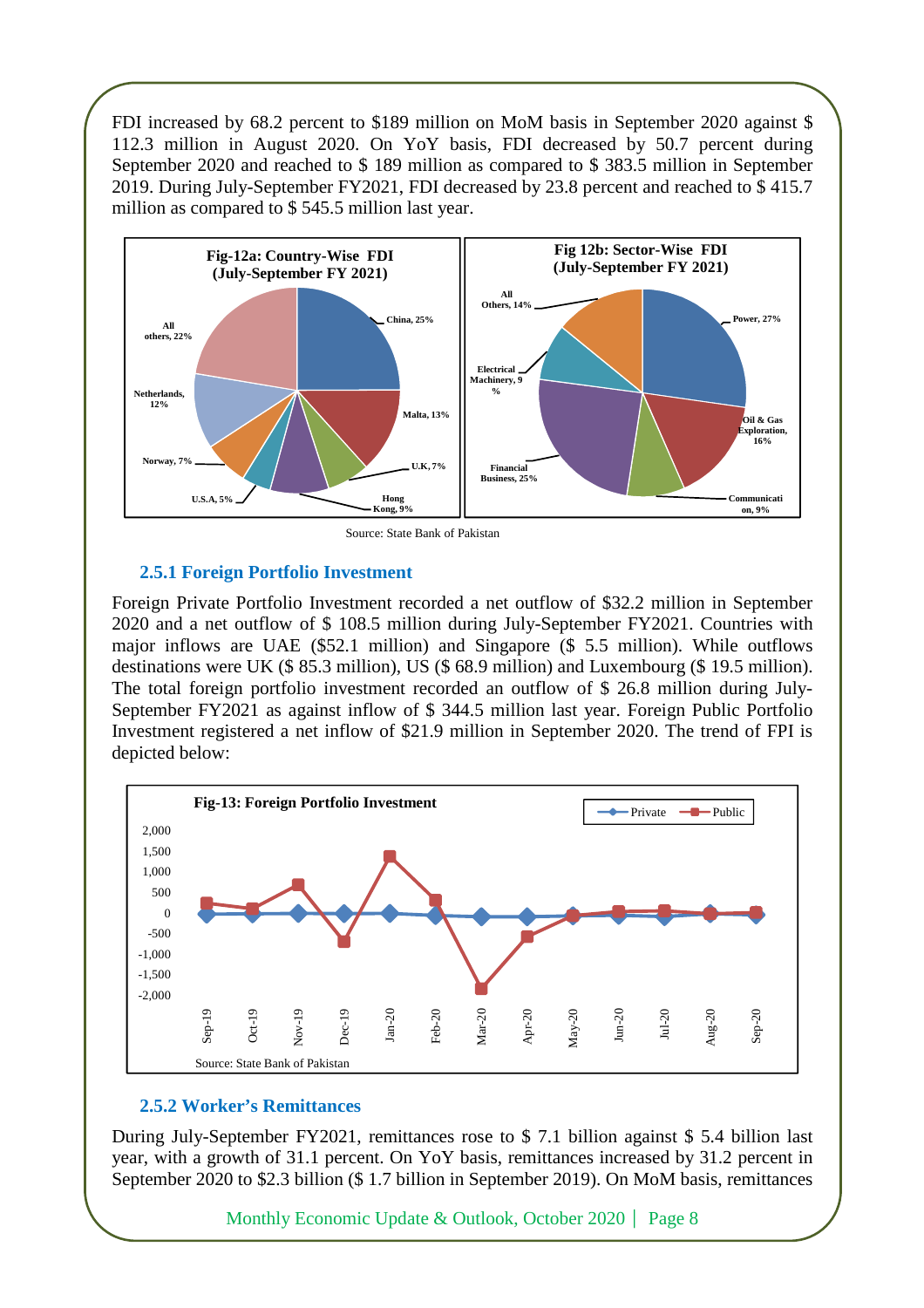FDI increased by 68.2 percent to $189 million on MoM basis in September 2020 against $ 112.3 million in August 2020. On YoY basis, FDI decreased by 50.7 percent during September 2020 and reached to $ 189 million as compared to $ 383.5 million in September 2019. During July-September FY2021, FDI decreased by 23.8 percent and reached to $ 415.7 million as compared to $ 545.5 million last year.

**Fig-12a: Country-Wise FDI (July-September FY 2021)**

| Country | Share |
|---|---|
| China | 25% |
| Malta | 13% |
| U.K | 7% |
| Hong Kong | 9% |
| U.S.A | 5% |
| Norway | 7% |
| Netherlands | 12% |
| All others | 22% |

**Fig 12b: Sector-Wise FDI (July-September FY 2021)**

| Sector | Share |
|---|---|
| Power | 27% |
| Oil & Gas Exploration | 16% |
| Communication | 9% |
| Financial Business | 25% |
| Electrical Machinery | 9% |
| All Others | 14% |

Source: State Bank of Pakistan

### 2.5.1 Foreign Portfolio Investment

Foreign Private Portfolio Investment recorded a net outflow of $32.2 million in September 2020 and a net outflow of $ 108.5 million during July-September FY2021. Countries with major inflows are UAE ($52.1 million) and Singapore ($ 5.5 million). While outflows destinations were UK ($ 85.3 million), US ($ 68.9 million) and Luxembourg ($ 19.5 million). The total foreign portfolio investment recorded an outflow of $ 26.8 million during July-September FY2021 as against inflow of $ 344.5 million last year. Foreign Public Portfolio Investment registered a net inflow of $21.9 million in September 2020. The trend of FPI is depicted below:

**Fig-13: Foreign Portfolio Investment**

(Line chart of Private and Public FPI, Sep-19 to Sep-20; y-axis from -2,000 to 2,000)

Source: State Bank of Pakistan

### 2.5.2 Worker's Remittances

During July-September FY2021, remittances rose to $ 7.1 billion against $ 5.4 billion last year, with a growth of 31.1 percent. On YoY basis, remittances increased by 31.2 percent in September 2020 to $2.3 billion ($ 1.7 billion in September 2019). On MoM basis, remittances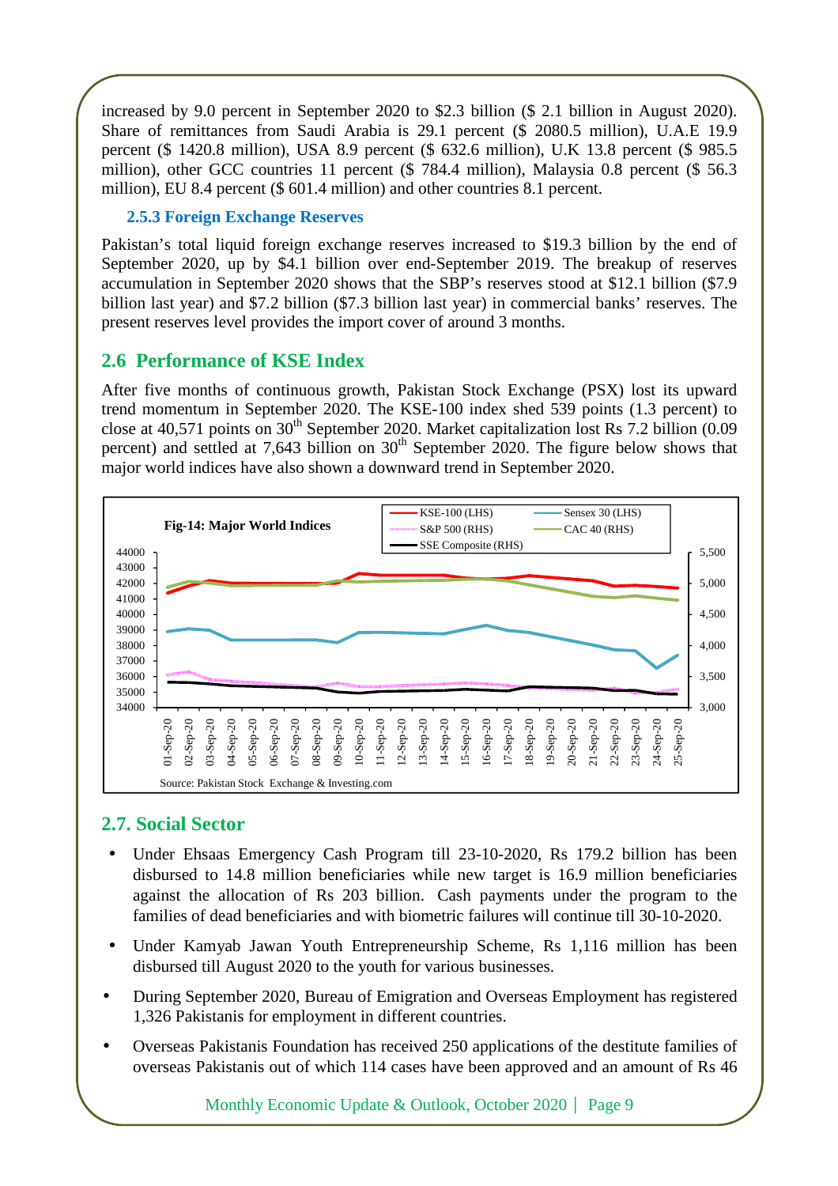increased by 9.0 percent in September 2020 to $2.3 billion ($ 2.1 billion in August 2020). Share of remittances from Saudi Arabia is 29.1 percent ($ 2080.5 million), U.A.E 19.9 percent ($ 1420.8 million), USA 8.9 percent ($ 632.6 million), U.K 13.8 percent ($ 985.5 million), other GCC countries 11 percent ($ 784.4 million), Malaysia 0.8 percent ($ 56.3 million), EU 8.4 percent ($ 601.4 million) and other countries 8.1 percent.

### 2.5.3 Foreign Exchange Reserves

Pakistan's total liquid foreign exchange reserves increased to $19.3 billion by the end of September 2020, up by $4.1 billion over end-September 2019. The breakup of reserves accumulation in September 2020 shows that the SBP's reserves stood at $12.1 billion ($7.9 billion last year) and $7.2 billion ($7.3 billion last year) in commercial banks' reserves. The present reserves level provides the import cover of around 3 months.

## 2.6 Performance of KSE Index

After five months of continuous growth, Pakistan Stock Exchange (PSX) lost its upward trend momentum in September 2020. The KSE-100 index shed 539 points (1.3 percent) to close at 40,571 points on 30th September 2020. Market capitalization lost Rs 7.2 billion (0.09 percent) and settled at 7,643 billion on 30th September 2020. The figure below shows that major world indices have also shown a downward trend in September 2020.

**Fig-14: Major World Indices**

Source: Pakistan Stock Exchange & Investing.com

## 2.7. Social Sector

- Under Ehsaas Emergency Cash Program till 23-10-2020, Rs 179.2 billion has been disbursed to 14.8 million beneficiaries while new target is 16.9 million beneficiaries against the allocation of Rs 203 billion. Cash payments under the program to the families of dead beneficiaries and with biometric failures will continue till 30-10-2020.
- Under Kamyab Jawan Youth Entrepreneurship Scheme, Rs 1,116 million has been disbursed till August 2020 to the youth for various businesses.
- During September 2020, Bureau of Emigration and Overseas Employment has registered 1,326 Pakistanis for employment in different countries.
- Overseas Pakistanis Foundation has received 250 applications of the destitute families of overseas Pakistanis out of which 114 cases have been approved and an amount of Rs 46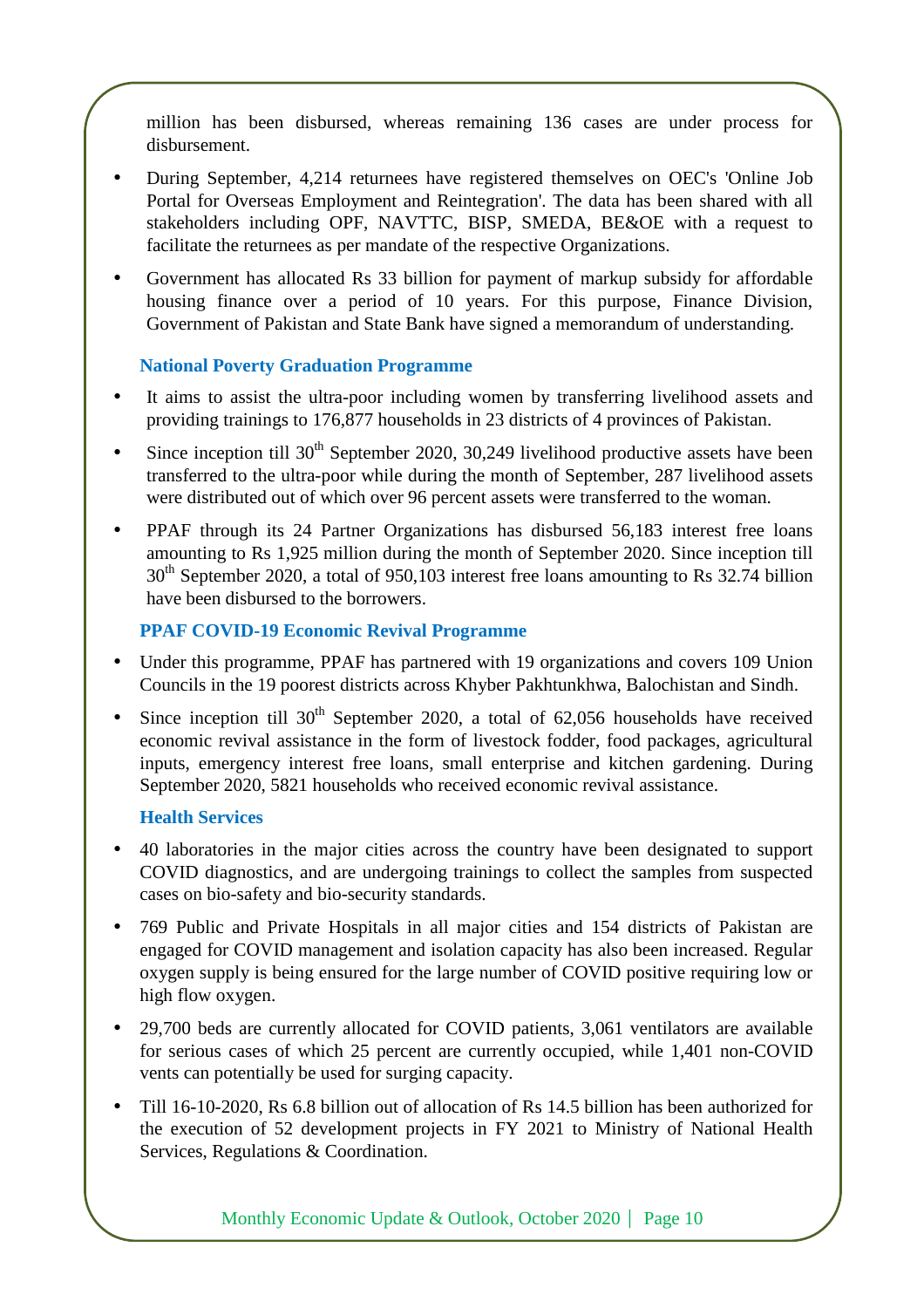million has been disbursed, whereas remaining 136 cases are under process for disbursement.

- During September, 4,214 returnees have registered themselves on OEC's 'Online Job Portal for Overseas Employment and Reintegration'. The data has been shared with all stakeholders including OPF, NAVTTC, BISP, SMEDA, BE&OE with a request to facilitate the returnees as per mandate of the respective Organizations.
- Government has allocated Rs 33 billion for payment of markup subsidy for affordable housing finance over a period of 10 years. For this purpose, Finance Division, Government of Pakistan and State Bank have signed a memorandum of understanding.

### National Poverty Graduation Programme

- It aims to assist the ultra-poor including women by transferring livelihood assets and providing trainings to 176,877 households in 23 districts of 4 provinces of Pakistan.
- Since inception till 30th September 2020, 30,249 livelihood productive assets have been transferred to the ultra-poor while during the month of September, 287 livelihood assets were distributed out of which over 96 percent assets were transferred to the woman.
- PPAF through its 24 Partner Organizations has disbursed 56,183 interest free loans amounting to Rs 1,925 million during the month of September 2020. Since inception till 30th September 2020, a total of 950,103 interest free loans amounting to Rs 32.74 billion have been disbursed to the borrowers.

### PPAF COVID-19 Economic Revival Programme

- Under this programme, PPAF has partnered with 19 organizations and covers 109 Union Councils in the 19 poorest districts across Khyber Pakhtunkhwa, Balochistan and Sindh.
- Since inception till 30th September 2020, a total of 62,056 households have received economic revival assistance in the form of livestock fodder, food packages, agricultural inputs, emergency interest free loans, small enterprise and kitchen gardening. During September 2020, 5821 households who received economic revival assistance.

### Health Services

- 40 laboratories in the major cities across the country have been designated to support COVID diagnostics, and are undergoing trainings to collect the samples from suspected cases on bio-safety and bio-security standards.
- 769 Public and Private Hospitals in all major cities and 154 districts of Pakistan are engaged for COVID management and isolation capacity has also been increased. Regular oxygen supply is being ensured for the large number of COVID positive requiring low or high flow oxygen.
- 29,700 beds are currently allocated for COVID patients, 3,061 ventilators are available for serious cases of which 25 percent are currently occupied, while 1,401 non-COVID vents can potentially be used for surging capacity.
- Till 16-10-2020, Rs 6.8 billion out of allocation of Rs 14.5 billion has been authorized for the execution of 52 development projects in FY 2021 to Ministry of National Health Services, Regulations & Coordination.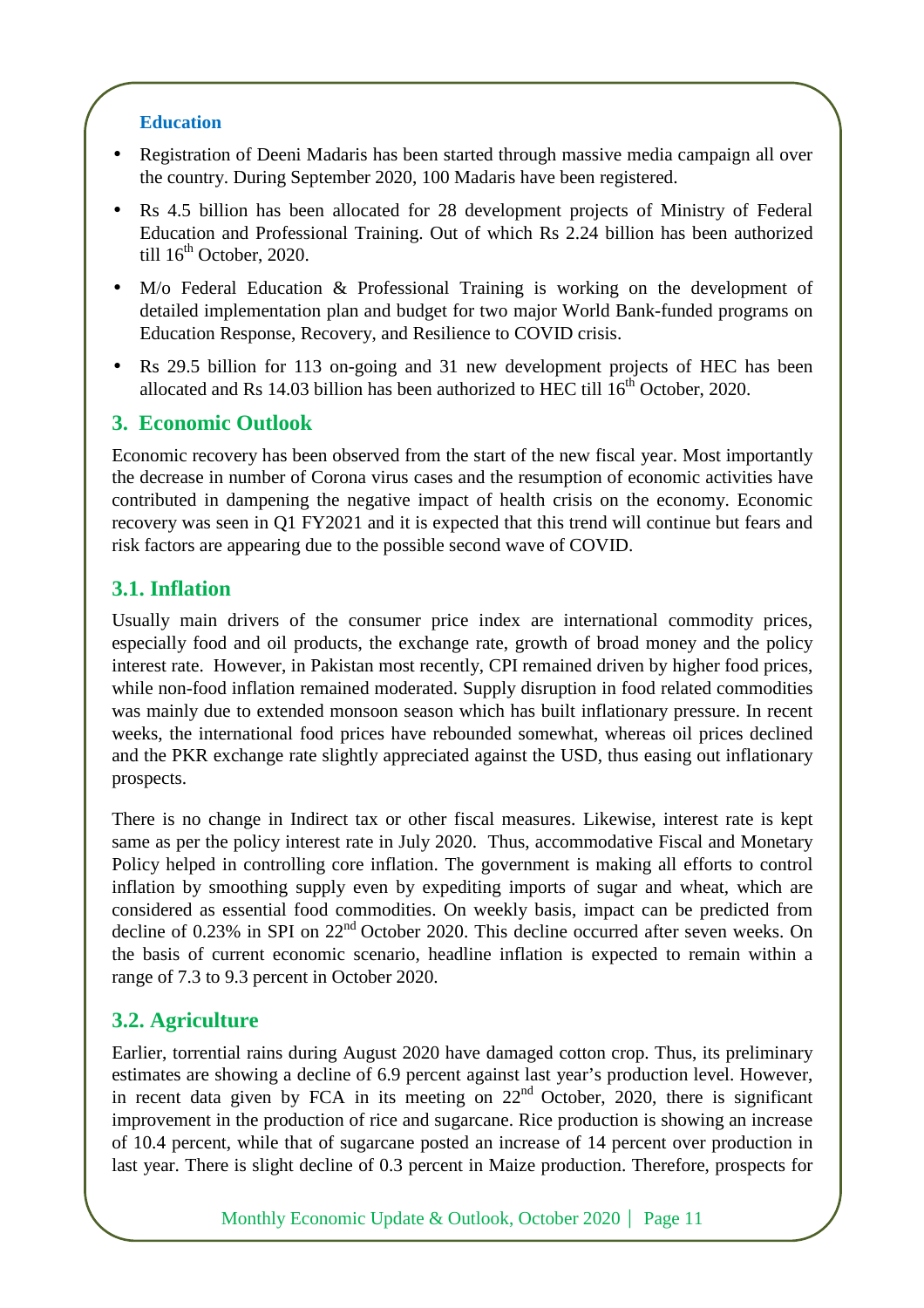### Education

- Registration of Deeni Madaris has been started through massive media campaign all over the country. During September 2020, 100 Madaris have been registered.
- Rs 4.5 billion has been allocated for 28 development projects of Ministry of Federal Education and Professional Training. Out of which Rs 2.24 billion has been authorized till 16th October, 2020.
- M/o Federal Education & Professional Training is working on the development of detailed implementation plan and budget for two major World Bank-funded programs on Education Response, Recovery, and Resilience to COVID crisis.
- Rs 29.5 billion for 113 on-going and 31 new development projects of HEC has been allocated and Rs 14.03 billion has been authorized to HEC till 16th October, 2020.

## 3. Economic Outlook

Economic recovery has been observed from the start of the new fiscal year. Most importantly the decrease in number of Corona virus cases and the resumption of economic activities have contributed in dampening the negative impact of health crisis on the economy. Economic recovery was seen in Q1 FY2021 and it is expected that this trend will continue but fears and risk factors are appearing due to the possible second wave of COVID.

### 3.1. Inflation

Usually main drivers of the consumer price index are international commodity prices, especially food and oil products, the exchange rate, growth of broad money and the policy interest rate. However, in Pakistan most recently, CPI remained driven by higher food prices, while non-food inflation remained moderated. Supply disruption in food related commodities was mainly due to extended monsoon season which has built inflationary pressure. In recent weeks, the international food prices have rebounded somewhat, whereas oil prices declined and the PKR exchange rate slightly appreciated against the USD, thus easing out inflationary prospects.

There is no change in Indirect tax or other fiscal measures. Likewise, interest rate is kept same as per the policy interest rate in July 2020. Thus, accommodative Fiscal and Monetary Policy helped in controlling core inflation. The government is making all efforts to control inflation by smoothing supply even by expediting imports of sugar and wheat, which are considered as essential food commodities. On weekly basis, impact can be predicted from decline of 0.23% in SPI on 22nd October 2020. This decline occurred after seven weeks. On the basis of current economic scenario, headline inflation is expected to remain within a range of 7.3 to 9.3 percent in October 2020.

### 3.2. Agriculture

Earlier, torrential rains during August 2020 have damaged cotton crop. Thus, its preliminary estimates are showing a decline of 6.9 percent against last year's production level. However, in recent data given by FCA in its meeting on 22nd October, 2020, there is significant improvement in the production of rice and sugarcane. Rice production is showing an increase of 10.4 percent, while that of sugarcane posted an increase of 14 percent over production in last year. There is slight decline of 0.3 percent in Maize production. Therefore, prospects for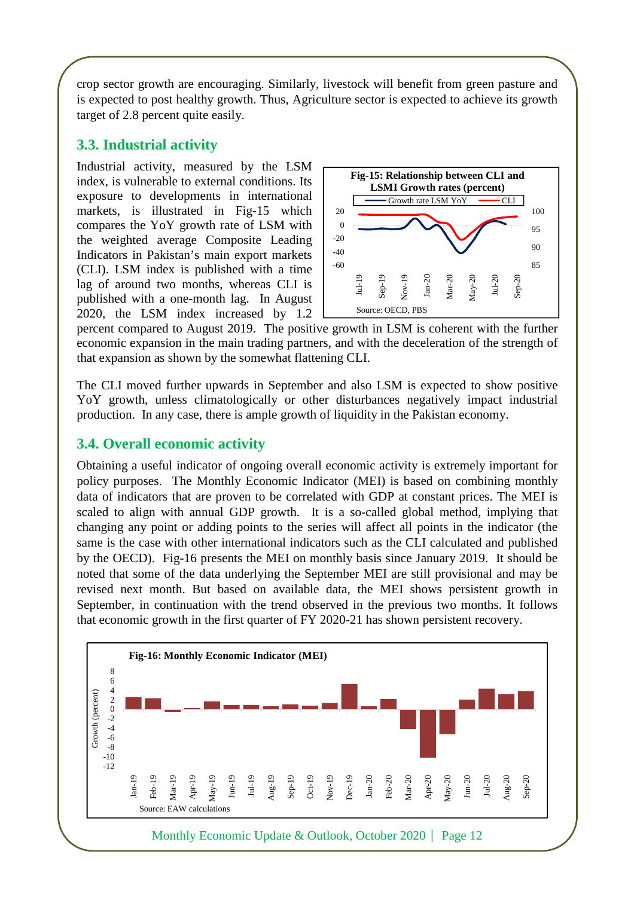crop sector growth are encouraging. Similarly, livestock will benefit from green pasture and is expected to post healthy growth. Thus, Agriculture sector is expected to achieve its growth target of 2.8 percent quite easily.

## 3.3. Industrial activity

Industrial activity, measured by the LSM index, is vulnerable to external conditions. Its exposure to developments in international markets, is illustrated in Fig-15 which compares the YoY growth rate of LSM with the weighted average Composite Leading Indicators in Pakistan's main export markets (CLI). LSM index is published with a time lag of around two months, whereas CLI is published with a one-month lag. In August 2020, the LSM index increased by 1.2 percent compared to August 2019. The positive growth in LSM is coherent with the further economic expansion in the main trading partners, and with the deceleration of the strength of that expansion as shown by the somewhat flattening CLI.

**Fig-15: Relationship between CLI and LSMI Growth rates (percent)**

Source: OECD, PBS

The CLI moved further upwards in September and also LSM is expected to show positive YoY growth, unless climatologically or other disturbances negatively impact industrial production. In any case, there is ample growth of liquidity in the Pakistan economy.

## 3.4. Overall economic activity

Obtaining a useful indicator of ongoing overall economic activity is extremely important for policy purposes. The Monthly Economic Indicator (MEI) is based on combining monthly data of indicators that are proven to be correlated with GDP at constant prices. The MEI is scaled to align with annual GDP growth. It is a so-called global method, implying that changing any point or adding points to the series will affect all points in the indicator (the same is the case with other international indicators such as the CLI calculated and published by the OECD). Fig-16 presents the MEI on monthly basis since January 2019. It should be noted that some of the data underlying the September MEI are still provisional and may be revised next month. But based on available data, the MEI shows persistent growth in September, in continuation with the trend observed in the previous two months. It follows that economic growth in the first quarter of FY 2020-21 has shown persistent recovery.

**Fig-16: Monthly Economic Indicator (MEI)**

Source: EAW calculations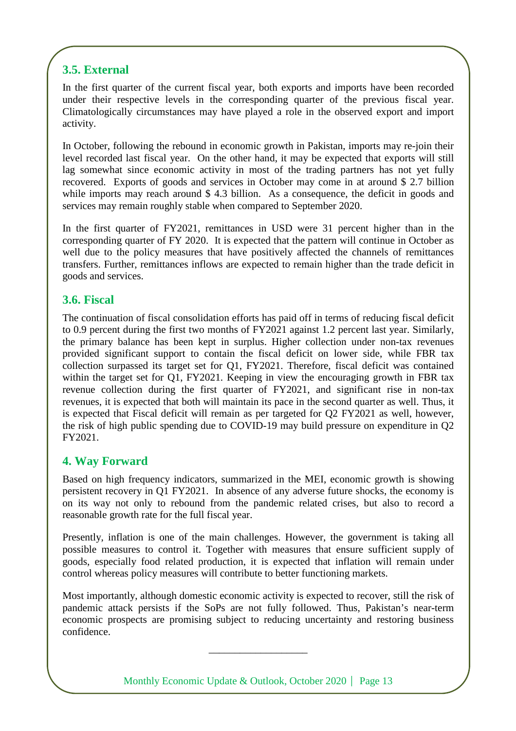### 3.5. External

In the first quarter of the current fiscal year, both exports and imports have been recorded under their respective levels in the corresponding quarter of the previous fiscal year. Climatologically circumstances may have played a role in the observed export and import activity.

In October, following the rebound in economic growth in Pakistan, imports may re-join their level recorded last fiscal year. On the other hand, it may be expected that exports will still lag somewhat since economic activity in most of the trading partners has not yet fully recovered. Exports of goods and services in October may come in at around $ 2.7 billion while imports may reach around $ 4.3 billion. As a consequence, the deficit in goods and services may remain roughly stable when compared to September 2020.

In the first quarter of FY2021, remittances in USD were 31 percent higher than in the corresponding quarter of FY 2020. It is expected that the pattern will continue in October as well due to the policy measures that have positively affected the channels of remittances transfers. Further, remittances inflows are expected to remain higher than the trade deficit in goods and services.

### 3.6. Fiscal

The continuation of fiscal consolidation efforts has paid off in terms of reducing fiscal deficit to 0.9 percent during the first two months of FY2021 against 1.2 percent last year. Similarly, the primary balance has been kept in surplus. Higher collection under non-tax revenues provided significant support to contain the fiscal deficit on lower side, while FBR tax collection surpassed its target set for Q1, FY2021. Therefore, fiscal deficit was contained within the target set for Q1, FY2021. Keeping in view the encouraging growth in FBR tax revenue collection during the first quarter of FY2021, and significant rise in non-tax revenues, it is expected that both will maintain its pace in the second quarter as well. Thus, it is expected that Fiscal deficit will remain as per targeted for Q2 FY2021 as well, however, the risk of high public spending due to COVID-19 may build pressure on expenditure in Q2 FY2021.

## 4. Way Forward

Based on high frequency indicators, summarized in the MEI, economic growth is showing persistent recovery in Q1 FY2021. In absence of any adverse future shocks, the economy is on its way not only to rebound from the pandemic related crises, but also to record a reasonable growth rate for the full fiscal year.

Presently, inflation is one of the main challenges. However, the government is taking all possible measures to control it. Together with measures that ensure sufficient supply of goods, especially food related production, it is expected that inflation will remain under control whereas policy measures will contribute to better functioning markets.

Most importantly, although domestic economic activity is expected to recover, still the risk of pandemic attack persists if the SoPs are not fully followed. Thus, Pakistan's near-term economic prospects are promising subject to reducing uncertainty and restoring business confidence.

\_\_\_\_\_\_\_\_\_\_\_\_\_\_\_\_\_\_\_\_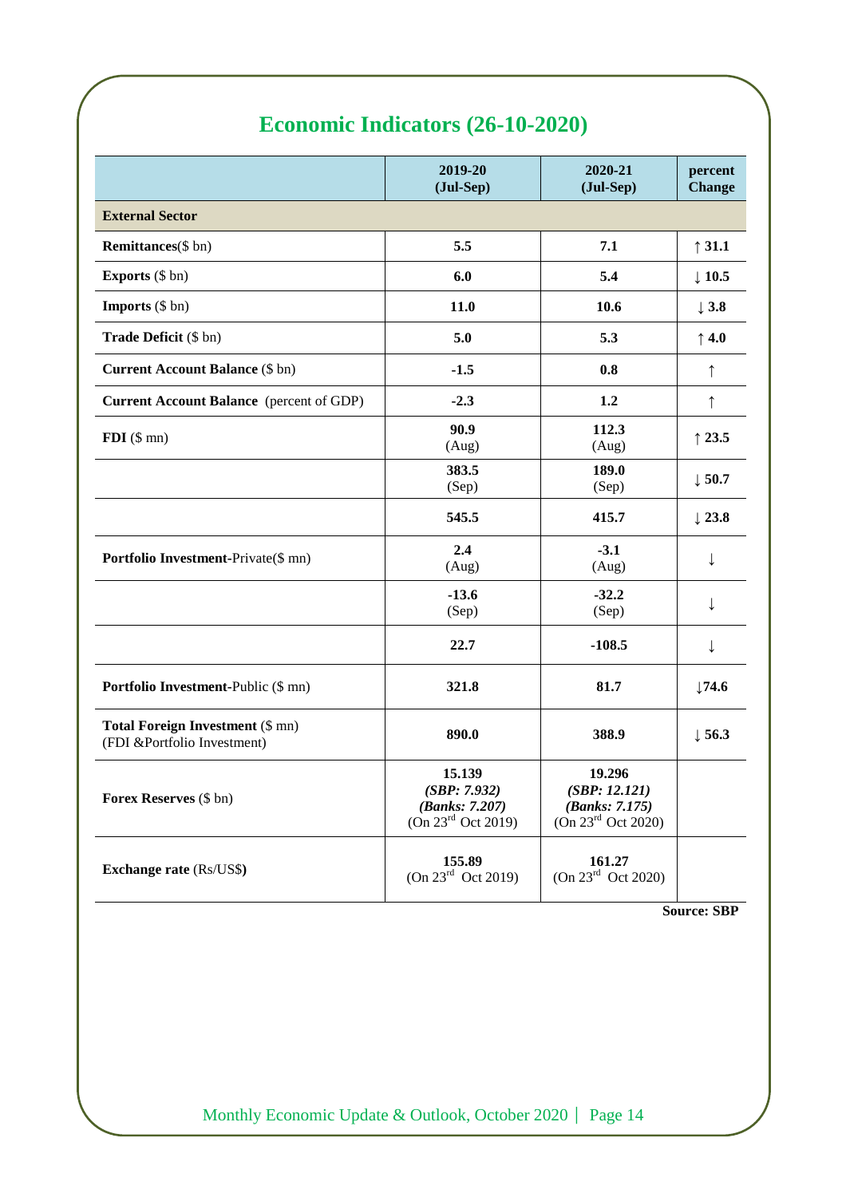# Economic Indicators (26-10-2020)

| | 2019-20 (Jul-Sep) | 2020-21 (Jul-Sep) | percent Change |
|---|---|---|---|
| **External Sector** | | | |
| **Remittances**($ bn) | **5.5** | **7.1** | ↑ **31.1** |
| **Exports** ($ bn) | **6.0** | **5.4** | ↓ **10.5** |
| **Imports** ($ bn) | **11.0** | **10.6** | ↓ **3.8** |
| **Trade Deficit** ($ bn) | **5.0** | **5.3** | ↑ **4.0** |
| **Current Account Balance** ($ bn) | **-1.5** | **0.8** | ↑ |
| **Current Account Balance** (percent of GDP) | **-2.3** | **1.2** | ↑ |
| **FDI** ($ mn) | **90.9** (Aug) | **112.3** (Aug) | ↑ **23.5** |
| | **383.5** (Sep) | **189.0** (Sep) | ↓ **50.7** |
| | **545.5** | **415.7** | ↓ **23.8** |
| **Portfolio Investment**-Private($ mn) | **2.4** (Aug) | **-3.1** (Aug) | ↓ |
| | **-13.6** (Sep) | **-32.2** (Sep) | ↓ |
| | **22.7** | **-108.5** | ↓ |
| **Portfolio Investment**-Public ($ mn) | **321.8** | **81.7** | ↓**74.6** |
| **Total Foreign Investment** ($ mn) (FDI &Portfolio Investment) | **890.0** | **388.9** | ↓ **56.3** |
| **Forex Reserves** ($ bn) | **15.139** ***(SBP: 7.932)*** ***(Banks: 7.207)*** (On 23rd Oct 2019) | **19.296** ***(SBP: 12.121)*** ***(Banks: 7.175)*** (On 23rd Oct 2020) | |
| **Exchange rate** (Rs/US$) | **155.89** (On 23rd Oct 2019) | **161.27** (On 23rd Oct 2020) | |

**Source: SBP**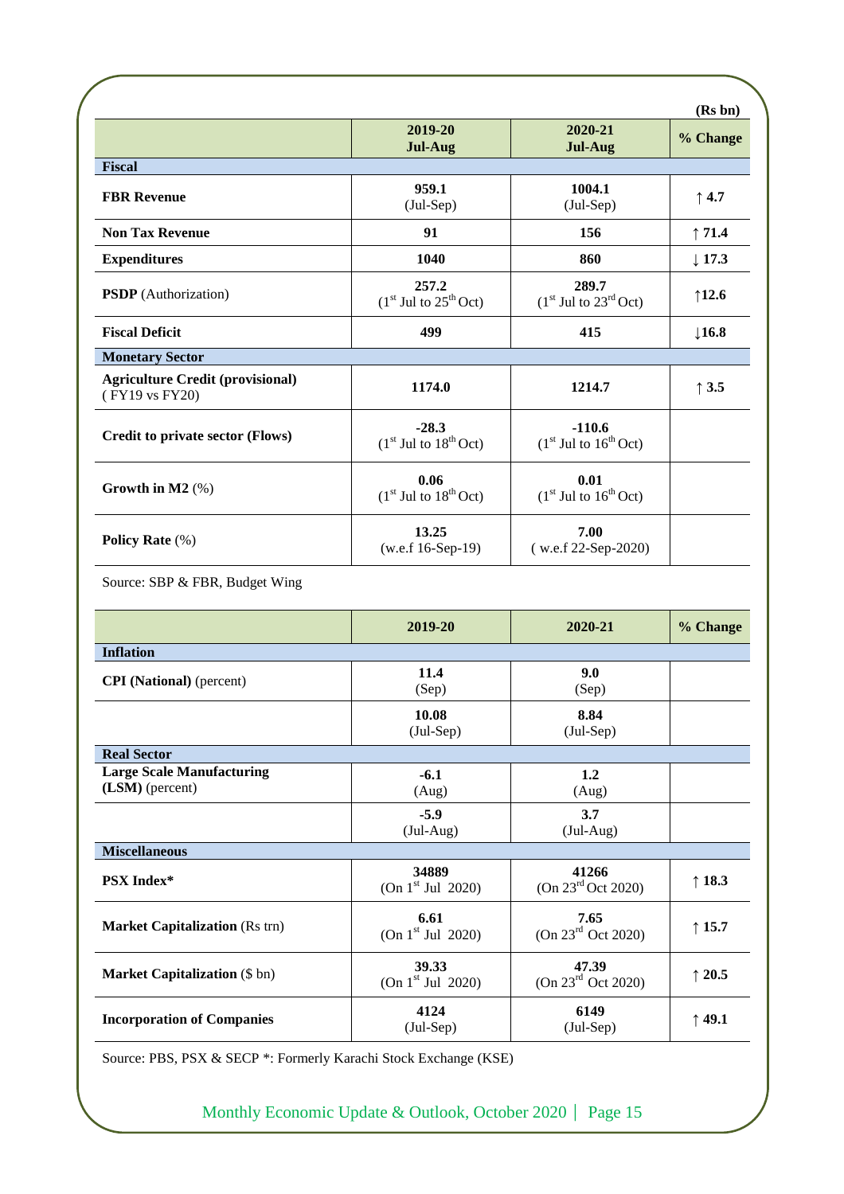(Rs bn)

| | 2019-20 Jul-Aug | 2020-21 Jul-Aug | % Change |
|---|---|---|---|
| **Fiscal** | | | |
| **FBR Revenue** | **959.1** (Jul-Sep) | **1004.1** (Jul-Sep) | ↑ **4.7** |
| **Non Tax Revenue** | **91** | **156** | ↑ **71.4** |
| **Expenditures** | **1040** | **860** | ↓ **17.3** |
| **PSDP** (Authorization) | **257.2** (1st Jul to 25th Oct) | **289.7** (1st Jul to 23rd Oct) | ↑**12.6** |
| **Fiscal Deficit** | **499** | **415** | ↓**16.8** |
| **Monetary Sector** | | | |
| **Agriculture Credit (provisional)** ( FY19 vs FY20) | **1174.0** | **1214.7** | ↑ **3.5** |
| **Credit to private sector (Flows)** | **-28.3** (1st Jul to 18th Oct) | **-110.6** (1st Jul to 16th Oct) | |
| **Growth in M2** (%) | **0.06** (1st Jul to 18th Oct) | **0.01** (1st Jul to 16th Oct) | |
| **Policy Rate** (%) | **13.25** (w.e.f 16-Sep-19) | **7.00** ( w.e.f 22-Sep-2020) | |

Source: SBP & FBR, Budget Wing

| | 2019-20 | 2020-21 | % Change |
|---|---|---|---|
| **Inflation** | | | |
| **CPI (National)** (percent) | **11.4** (Sep) | **9.0** (Sep) | |
| | **10.08** (Jul-Sep) | **8.84** (Jul-Sep) | |
| **Real Sector** | | | |
| **Large Scale Manufacturing (LSM)** (percent) | **-6.1** (Aug) | **1.2** (Aug) | |
| | **-5.9** (Jul-Aug) | **3.7** (Jul-Aug) | |
| **Miscellaneous** | | | |
| **PSX Index*** | **34889** (On 1st Jul 2020) | **41266** (On 23rd Oct 2020) | ↑ **18.3** |
| **Market Capitalization** (Rs trn) | **6.61** (On 1st Jul 2020) | **7.65** (On 23rd Oct 2020) | ↑ **15.7** |
| **Market Capitalization** ($ bn) | **39.33** (On 1st Jul 2020) | **47.39** (On 23rd Oct 2020) | ↑ **20.5** |
| **Incorporation of Companies** | **4124** (Jul-Sep) | **6149** (Jul-Sep) | ↑ **49.1** |

Source: PBS, PSX & SECP *: Formerly Karachi Stock Exchange (KSE)